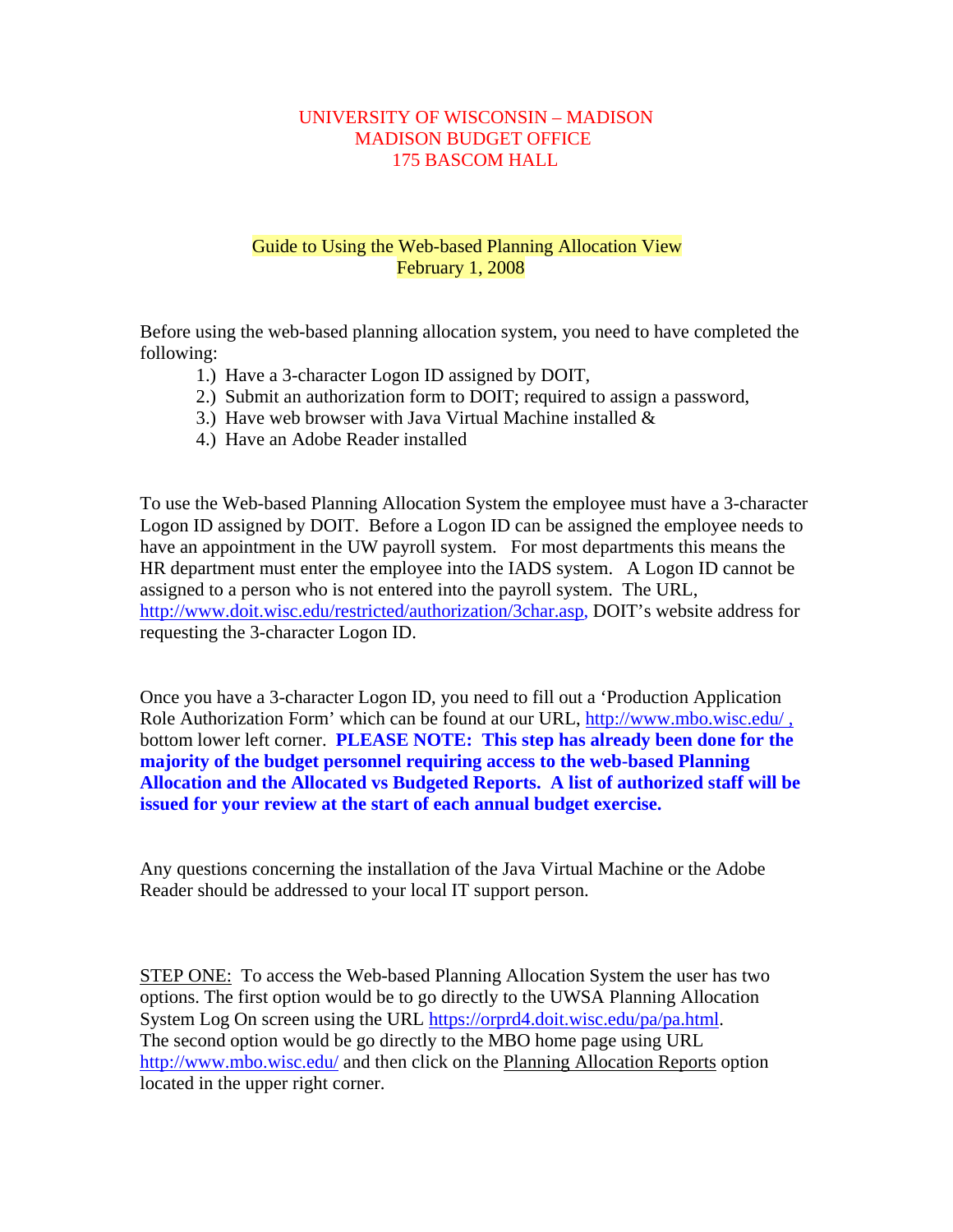UNIVERSITY OF WISCONSIN – MADISON
MADISON BUDGET OFFICE
175 BASCOM HALL

# Guide to Using the Web-based Planning Allocation View
February 1, 2008

Before using the web-based planning allocation system, you need to have completed the following:

1.) Have a 3-character Logon ID assigned by DOIT,
2.) Submit an authorization form to DOIT; required to assign a password,
3.) Have web browser with Java Virtual Machine installed &
4.) Have an Adobe Reader installed

To use the Web-based Planning Allocation System the employee must have a 3-character Logon ID assigned by DOIT. Before a Logon ID can be assigned the employee needs to have an appointment in the UW payroll system. For most departments this means the HR department must enter the employee into the IADS system. A Logon ID cannot be assigned to a person who is not entered into the payroll system. The URL, http://www.doit.wisc.edu/restricted/authorization/3char.asp, DOIT's website address for requesting the 3-character Logon ID.

Once you have a 3-character Logon ID, you need to fill out a 'Production Application Role Authorization Form' which can be found at our URL, http://www.mbo.wisc.edu/ , bottom lower left corner. **PLEASE NOTE: This step has already been done for the majority of the budget personnel requiring access to the web-based Planning Allocation and the Allocated vs Budgeted Reports. A list of authorized staff will be issued for your review at the start of each annual budget exercise.**

Any questions concerning the installation of the Java Virtual Machine or the Adobe Reader should be addressed to your local IT support person.

STEP ONE: To access the Web-based Planning Allocation System the user has two options. The first option would be to go directly to the UWSA Planning Allocation System Log On screen using the URL https://orprd4.doit.wisc.edu/pa/pa.html. The second option would be go directly to the MBO home page using URL http://www.mbo.wisc.edu/ and then click on the Planning Allocation Reports option located in the upper right corner.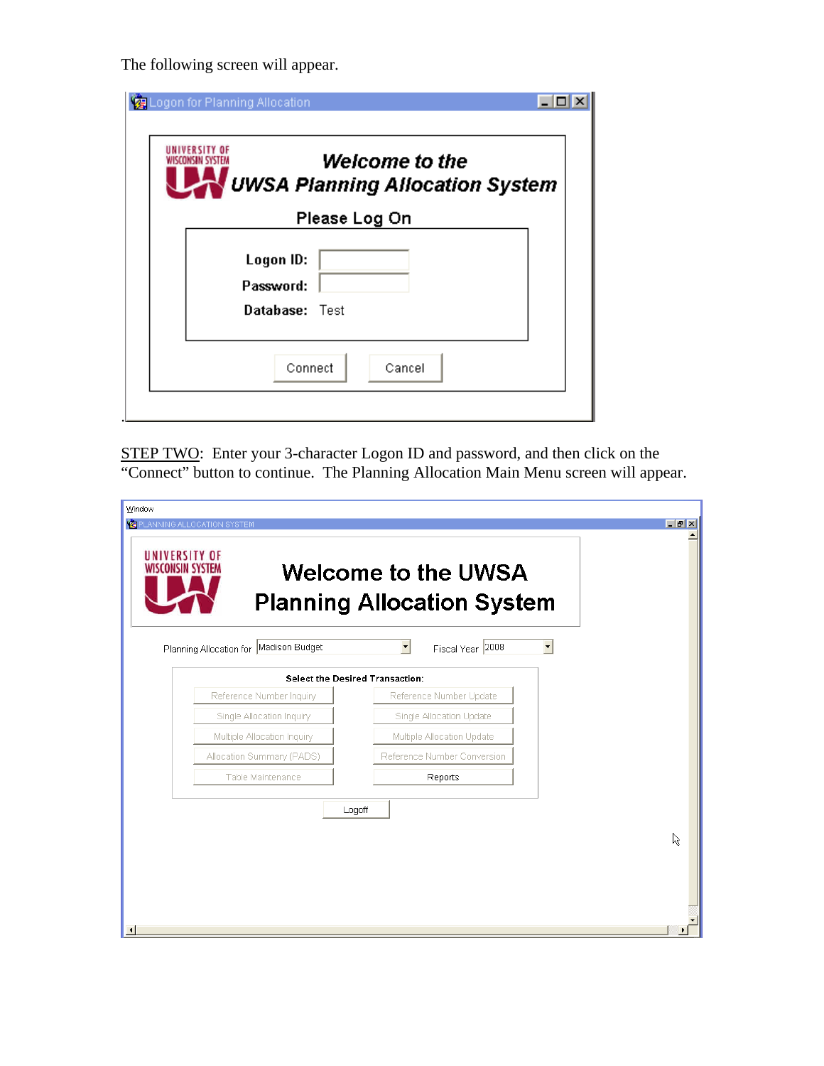The following screen will appear.

Logon for Planning Allocation

UNIVERSITY OF WISCONSIN SYSTEM

*Welcome to the UWSA Planning Allocation System*

Please Log On

Logon ID:

Password:

Database: Test

Connect Cancel

STEP TWO: Enter your 3-character Logon ID and password, and then click on the "Connect" button to continue. The Planning Allocation Main Menu screen will appear.

Window

PLANNING ALLOCATION SYSTEM

UNIVERSITY OF WISCONSIN SYSTEM

Welcome to the UWSA Planning Allocation System

Planning Allocation for Madison Budget Fiscal Year 2008

Select the Desired Transaction:

| | |
|---|---|
| Reference Number Inquiry | Reference Number Update |
| Single Allocation Inquiry | Single Allocation Update |
| Multiple Allocation Inquiry | Multiple Allocation Update |
| Allocation Summary (PADS) | Reference Number Conversion |
| Table Maintenance | Reports |

Logoff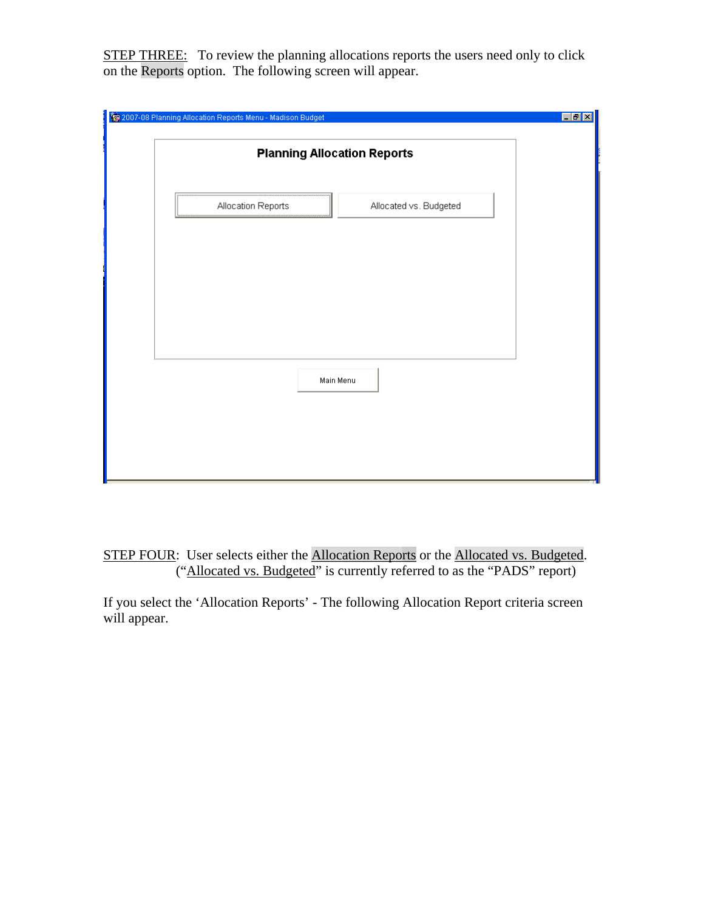STEP THREE: To review the planning allocations reports the users need only to click on the Reports option. The following screen will appear.

2007-08 Planning Allocation Reports Menu - Madison Budget

**Planning Allocation Reports**

Allocation Reports | Allocated vs. Budgeted

Main Menu

STEP FOUR: User selects either the Allocation Reports or the Allocated vs. Budgeted. ("Allocated vs. Budgeted" is currently referred to as the "PADS" report)

If you select the 'Allocation Reports' - The following Allocation Report criteria screen will appear.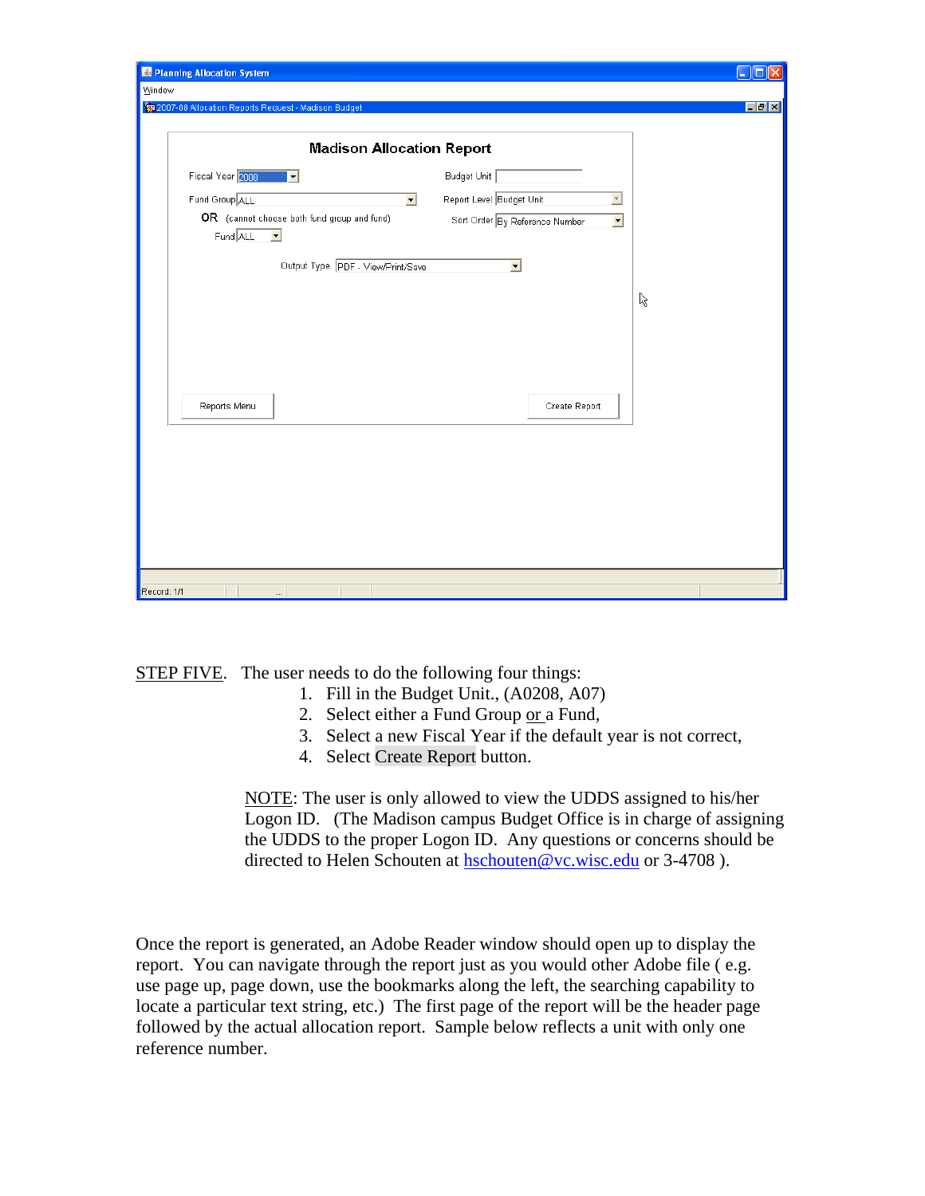STEP FIVE. The user needs to do the following four things:

1. Fill in the Budget Unit., (A0208, A07)
2. Select either a Fund Group or a Fund,
3. Select a new Fiscal Year if the default year is not correct,
4. Select Create Report button.

NOTE: The user is only allowed to view the UDDS assigned to his/her Logon ID. (The Madison campus Budget Office is in charge of assigning the UDDS to the proper Logon ID. Any questions or concerns should be directed to Helen Schouten at hschouten@vc.wisc.edu or 3-4708 ).

Once the report is generated, an Adobe Reader window should open up to display the report. You can navigate through the report just as you would other Adobe file ( e.g. use page up, page down, use the bookmarks along the left, the searching capability to locate a particular text string, etc.) The first page of the report will be the header page followed by the actual allocation report. Sample below reflects a unit with only one reference number.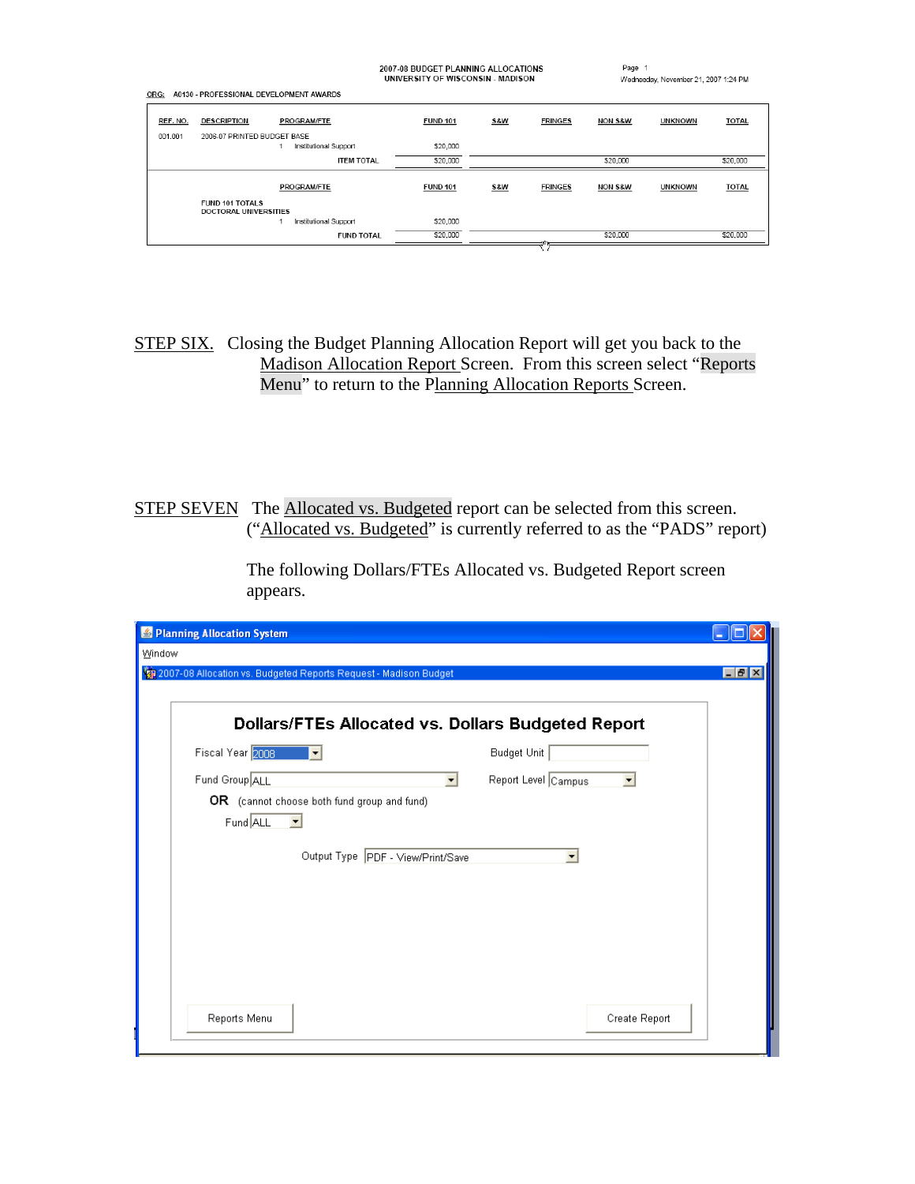2007-08 BUDGET PLANNING ALLOCATIONS
UNIVERSITY OF WISCONSIN - MADISON

Page 1
Wednesday, November 21, 2007 1:24 PM

ORG: A0130 - PROFESSIONAL DEVELOPMENT AWARDS

| REF. NO. | DESCRIPTION | PROGRAM/FTE | FUND 101 | S&W | FRINGES | NON S&W | UNKNOWN | TOTAL |
|---|---|---|---|---|---|---|---|---|
| 001.001 | 2006-07 PRINTED BUDGET BASE | | | | | | | |
| | | 1 Institutional Support | $20,000 | | | | | |
| | | ITEM TOTAL | $20,000 | | | $20,000 | | $20,000 |
| | | PROGRAM/FTE | FUND 101 | S&W | FRINGES | NON S&W | UNKNOWN | TOTAL |
| | FUND 101 TOTALS DOCTORAL UNIVERSITIES | | | | | | | |
| | | 1 Institutional Support | $20,000 | | | | | |
| | | FUND TOTAL | $20,000 | | | $20,000 | | $20,000 |

STEP SIX. Closing the Budget Planning Allocation Report will get you back to the Madison Allocation Report Screen. From this screen select "Reports Menu" to return to the Planning Allocation Reports Screen.

STEP SEVEN The Allocated vs. Budgeted report can be selected from this screen. ("Allocated vs. Budgeted" is currently referred to as the "PADS" report)

The following Dollars/FTEs Allocated vs. Budgeted Report screen appears.

Planning Allocation System

Window

2007-08 Allocation vs. Budgeted Reports Request - Madison Budget

**Dollars/FTEs Allocated vs. Dollars Budgeted Report**

Fiscal Year 2008 Budget Unit

Fund Group ALL Report Level Campus

**OR** (cannot choose both fund group and fund)

Fund ALL

Output Type PDF - View/Print/Save

Reports Menu Create Report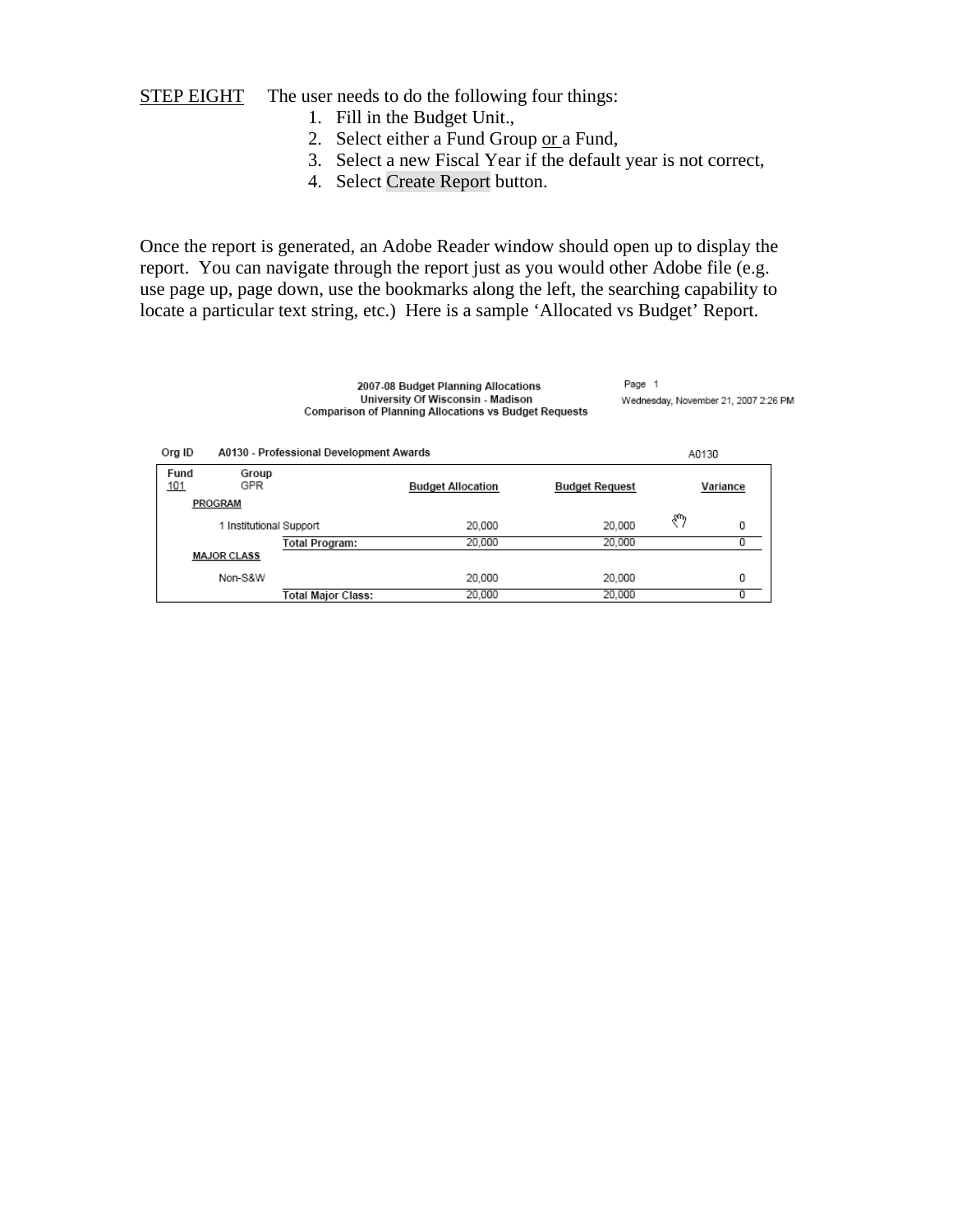STEP EIGHT The user needs to do the following four things:

1. Fill in the Budget Unit.,
2. Select either a Fund Group or a Fund,
3. Select a new Fiscal Year if the default year is not correct,
4. Select Create Report button.

Once the report is generated, an Adobe Reader window should open up to display the report. You can navigate through the report just as you would other Adobe file (e.g. use page up, page down, use the bookmarks along the left, the searching capability to locate a particular text string, etc.) Here is a sample 'Allocated vs Budget' Report.

2007-08 Budget Planning Allocations
University Of Wisconsin - Madison
Comparison of Planning Allocations vs Budget Requests

Page 1
Wednesday, November 21, 2007 2:26 PM

Org ID A0130 - Professional Development Awards A0130

| Fund | Group | | Budget Allocation | Budget Request | Variance |
|---|---|---|---|---|---|
| 101 | GPR | | | | |
| PROGRAM | | | | | |
| | 1 Institutional Support | | 20,000 | 20,000 | 0 |
| | | Total Program: | 20,000 | 20,000 | 0 |
| MAJOR CLASS | | | | | |
| | Non-S&W | | 20,000 | 20,000 | 0 |
| | | Total Major Class: | 20,000 | 20,000 | 0 |